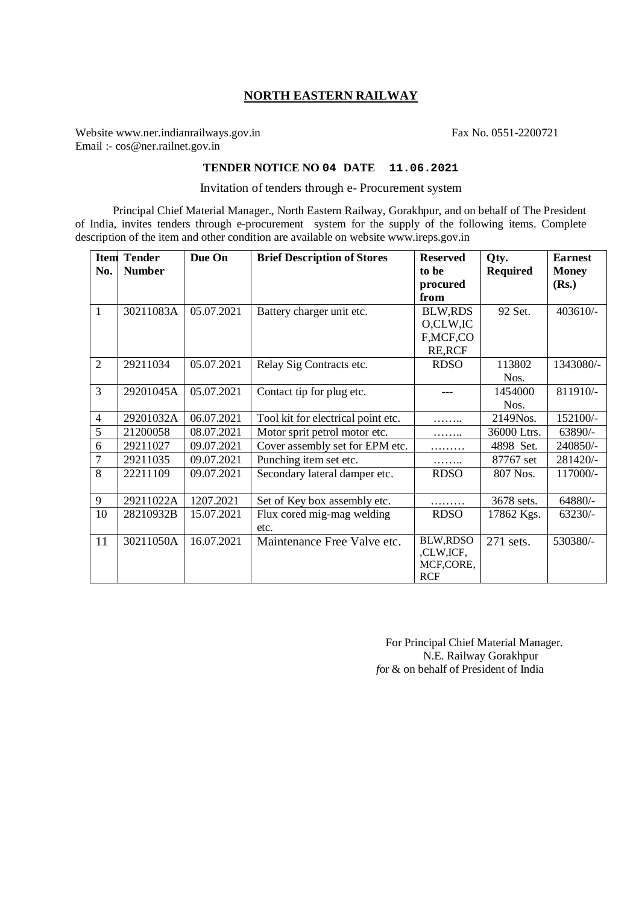# NORTH EASTERN RAILWAY

Website www.ner.indianrailways.gov.in Fax No. 0551-2200721
Email :- cos@ner.railnet.gov.in

**TENDER NOTICE NO 04 DATE 11.06.2021**

Invitation of tenders through e- Procurement system

Principal Chief Material Manager., North Eastern Railway, Gorakhpur, and on behalf of The President of India, invites tenders through e-procurement system for the supply of the following items. Complete description of the item and other condition are available on website www.ireps.gov.in

| Item No. | Tender Number | Due On | Brief Description of Stores | Reserved to be procured from | Qty. Required | Earnest Money (Rs.) |
|---|---|---|---|---|---|---|
| 1 | 30211083A | 05.07.2021 | Battery charger unit etc. | BLW,RDSO,CLW,ICF,MCF,CORE,RCF | 92 Set. | 403610/- |
| 2 | 29211034 | 05.07.2021 | Relay Sig Contracts etc. | RDSO | 113802 Nos. | 1343080/- |
| 3 | 29201045A | 05.07.2021 | Contact tip for plug etc. | --- | 1454000 Nos. | 811910/- |
| 4 | 29201032A | 06.07.2021 | Tool kit for electrical point etc. | …….. | 2149Nos. | 152100/- |
| 5 | 21200058 | 08.07.2021 | Motor sprit petrol motor etc. | …….. | 36000 Ltrs. | 63890/- |
| 6 | 29211027 | 09.07.2021 | Cover assembly set for EPM etc. | ……… | 4898 Set. | 240850/- |
| 7 | 29211035 | 09.07.2021 | Punching item set etc. | …….. | 87767 set | 281420/- |
| 8 | 22211109 | 09.07.2021 | Secondary lateral damper etc. | RDSO | 807 Nos. | 117000/- |
| 9 | 29211022A | 1207.2021 | Set of Key box assembly etc. | ……… | 3678 sets. | 64880/- |
| 10 | 28210932B | 15.07.2021 | Flux cored mig-mag welding etc. | RDSO | 17862 Kgs. | 63230/- |
| 11 | 30211050A | 16.07.2021 | Maintenance Free Valve etc. | BLW,RDSO,CLW,ICF,MCF,CORE,RCF | 271 sets. | 530380/- |

For Principal Chief Material Manager.
N.E. Railway Gorakhpur
*f*or & on behalf of President of India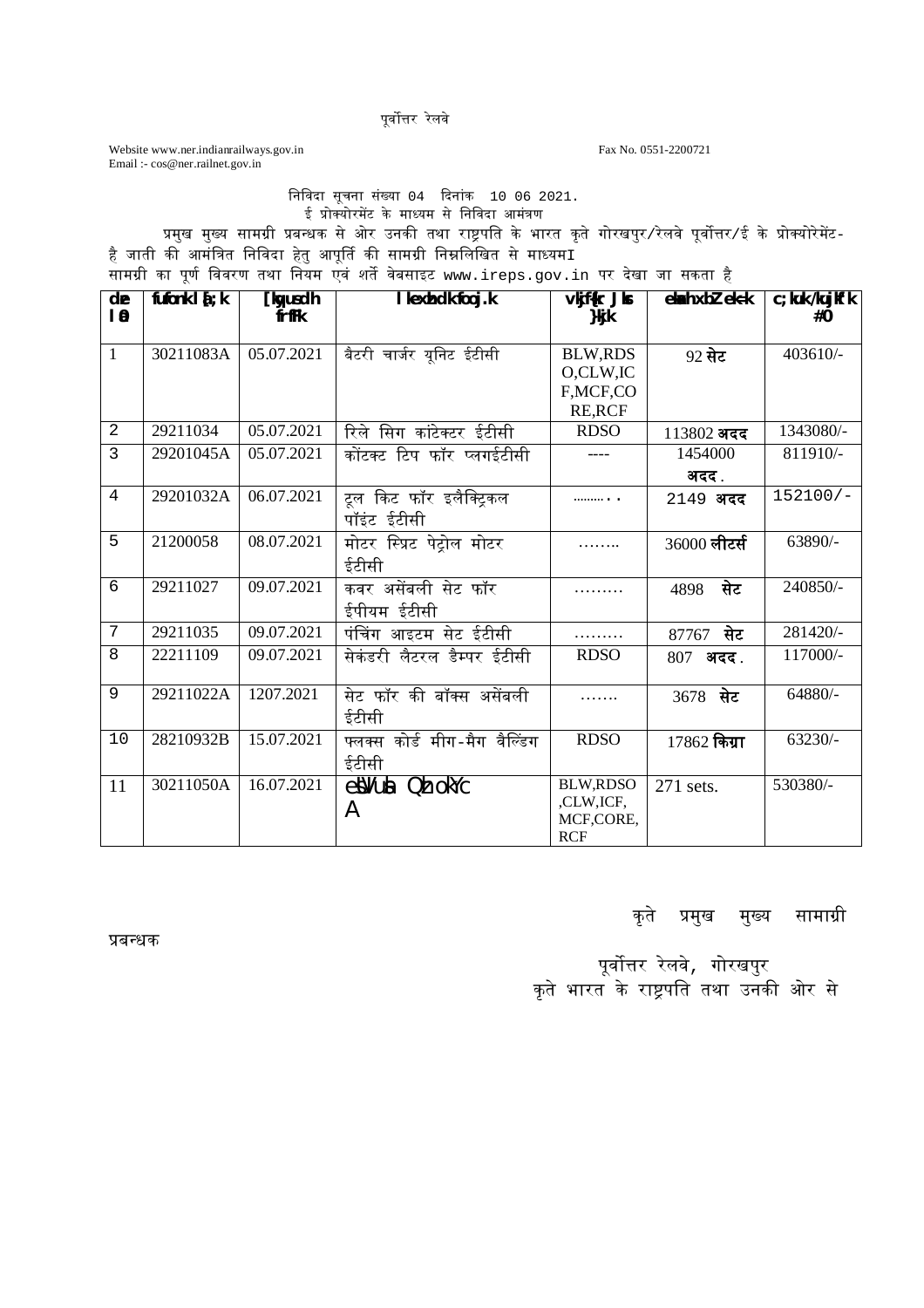पूर्वोत्तर रेलवे

Website www.ner.indianrailways.gov.in
Email :- cos@ner.railnet.gov.in

Fax No. 0551-2200721

निविदा सूचना संख्या 04 दिनांक 10 06 2021.
ई प्रोक्योरमेंट के माध्यम से निविदा आमंत्रण

प्रमुख मुख्य सामग्री प्रबन्धक से ओर उनकी तथा राष्ट्रपति के भारत कृते गोरखपुर/रेलवे पूर्वोत्तर/ई के प्रोक्योरमेंट-है जाती की आमंत्रित निविदा हेतु आपूर्ति की सामग्री निम्नलिखित से माध्यमI
सामग्री का पूर्ण विवरण तथा नियम एवं शर्तें वेबसाइट www.ireps.gov.in पर देखा जा सकता है

| dze l0 | fufonk l[;k | [kqyus dh frfFk | lkexzh dk fooj.k | vkifÙk Jksr }kjk | ek=k xzZ ek=k | c;kuk /kujkf'k #0 |
|---|---|---|---|---|---|---|
| 1 | 30211083A | 05.07.2021 | बैटरी चार्जर यूनिट ईटीसी | BLW,RDSO,CLW,ICF,MCF,CORE,RCF | 92 सेट | 403610/- |
| 2 | 29211034 | 05.07.2021 | रिले सिग कांटेक्टर ईटीसी | RDSO | 113802 अदद | 1343080/- |
| 3 | 29201045A | 05.07.2021 | कोंटक्ट टिप फॉर प्लगईटीसी | ---- | 1454000 अदद. | 811910/- |
| 4 | 29201032A | 06.07.2021 | टूल किट फॉर इलैक्ट्रिकल पॉइंट ईटीसी | .......... | 2149 अदद | 152100/- |
| 5 | 21200058 | 08.07.2021 | मोटर स्प्रिट पेट्रोल मोटर ईटीसी | ........ | 36000 लीटर्स | 63890/- |
| 6 | 29211027 | 09.07.2021 | कवर असेंबली सेट फॉर ईपीयम ईटीसी | ......... | 4898 सेट | 240850/- |
| 7 | 29211035 | 09.07.2021 | पंचिंग आइटम सेट ईटीसी | ......... | 87767 सेट | 281420/- |
| 8 | 22211109 | 09.07.2021 | सेकंडरी लैटरल डैम्पर ईटीसी | RDSO | 807 अदद. | 117000/- |
| 9 | 29211022A | 1207.2021 | सेट फॉर की बॉक्स असेंबली ईटीसी | ....... | 3678 सेट | 64880/- |
| 10 | 28210932B | 15.07.2021 | फ्लक्स कोर्ड मीग-मैग वैल्डिंग ईटीसी | RDSO | 17862 किग्रा | 63230/- |
| 11 | 30211050A | 16.07.2021 | ekMîwy QzsaokYc A | BLW,RDSO,CLW,ICF,MCF,CORE,RCF | 271 sets. | 530380/- |

कृते प्रमुख मुख्य सामाग्री प्रबन्धक

पूर्वोत्तर रेलवे, गोरखपुर
कृते भारत के राष्ट्रपति तथा उनकी ओर से